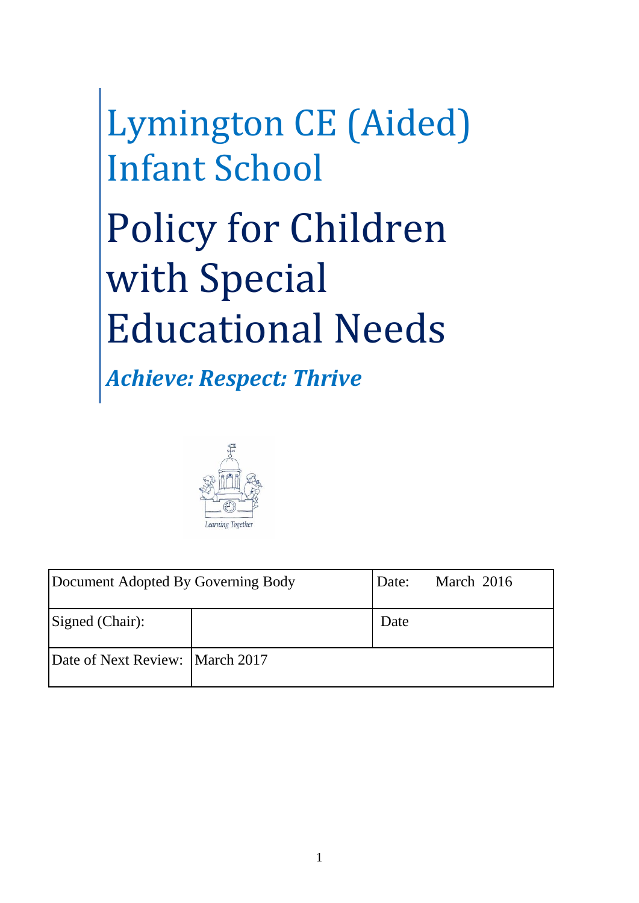# Lymington CE (Aided) Infant School

# Policy for Children with Special Educational Needs

***Achieve: Respect: Thrive***

Learning Together

| Document Adopted By Governing Body | | Date: March 2016 |
|---|---|---|
| Signed (Chair): | | Date |
| Date of Next Review: | March 2017 | |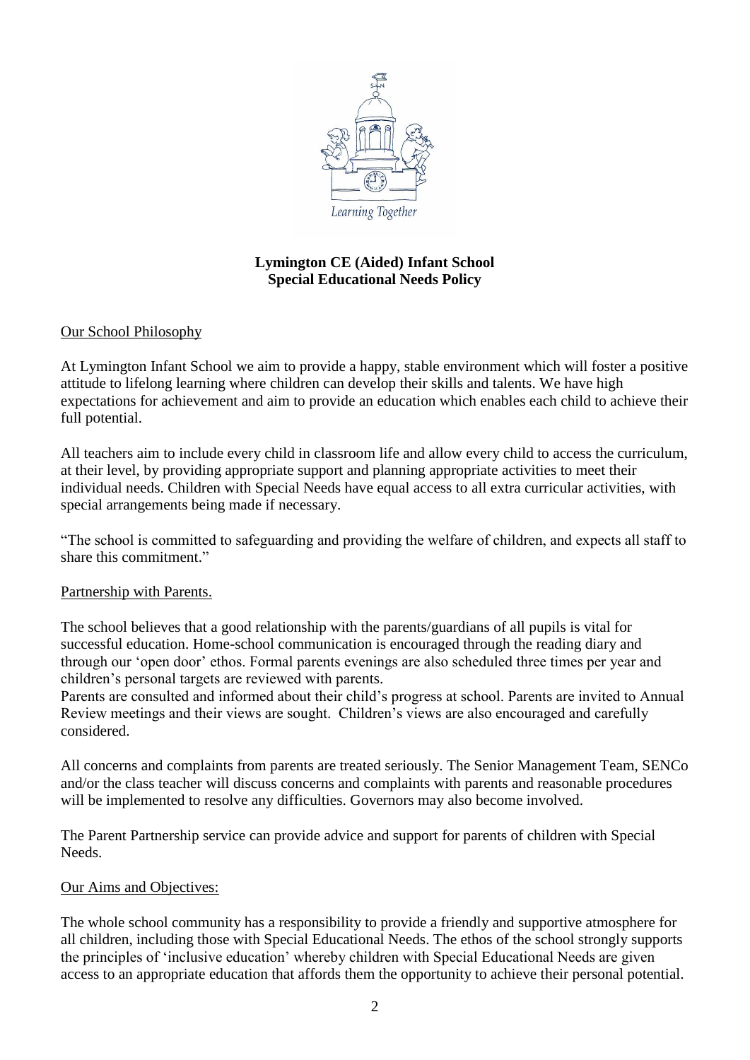**Lymington CE (Aided) Infant School**
**Special Educational Needs Policy**

Our School Philosophy

At Lymington Infant School we aim to provide a happy, stable environment which will foster a positive attitude to lifelong learning where children can develop their skills and talents. We have high expectations for achievement and aim to provide an education which enables each child to achieve their full potential.

All teachers aim to include every child in classroom life and allow every child to access the curriculum, at their level, by providing appropriate support and planning appropriate activities to meet their individual needs. Children with Special Needs have equal access to all extra curricular activities, with special arrangements being made if necessary.

"The school is committed to safeguarding and providing the welfare of children, and expects all staff to share this commitment."

Partnership with Parents.

The school believes that a good relationship with the parents/guardians of all pupils is vital for successful education. Home-school communication is encouraged through the reading diary and through our 'open door' ethos. Formal parents evenings are also scheduled three times per year and children's personal targets are reviewed with parents.

Parents are consulted and informed about their child's progress at school. Parents are invited to Annual Review meetings and their views are sought. Children's views are also encouraged and carefully considered.

All concerns and complaints from parents are treated seriously. The Senior Management Team, SENCo and/or the class teacher will discuss concerns and complaints with parents and reasonable procedures will be implemented to resolve any difficulties. Governors may also become involved.

The Parent Partnership service can provide advice and support for parents of children with Special Needs.

Our Aims and Objectives:

The whole school community has a responsibility to provide a friendly and supportive atmosphere for all children, including those with Special Educational Needs. The ethos of the school strongly supports the principles of 'inclusive education' whereby children with Special Educational Needs are given access to an appropriate education that affords them the opportunity to achieve their personal potential.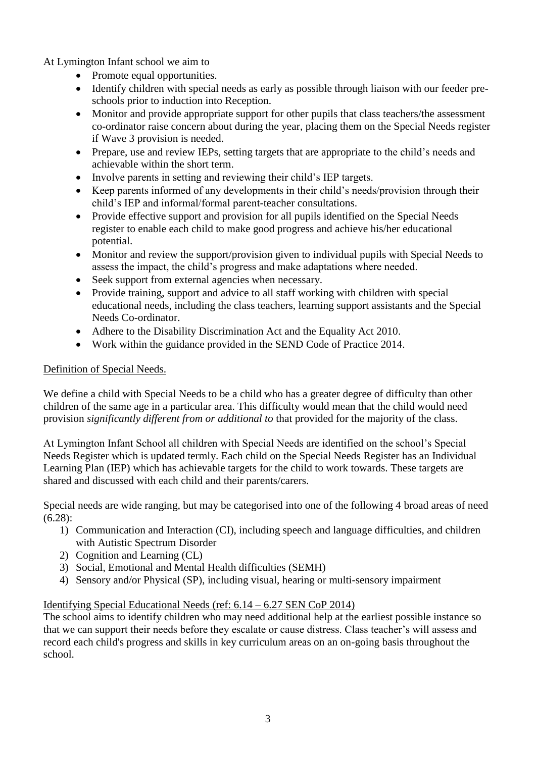At Lymington Infant school we aim to

- Promote equal opportunities.
- Identify children with special needs as early as possible through liaison with our feeder pre-schools prior to induction into Reception.
- Monitor and provide appropriate support for other pupils that class teachers/the assessment co-ordinator raise concern about during the year, placing them on the Special Needs register if Wave 3 provision is needed.
- Prepare, use and review IEPs, setting targets that are appropriate to the child's needs and achievable within the short term.
- Involve parents in setting and reviewing their child's IEP targets.
- Keep parents informed of any developments in their child's needs/provision through their child's IEP and informal/formal parent-teacher consultations.
- Provide effective support and provision for all pupils identified on the Special Needs register to enable each child to make good progress and achieve his/her educational potential.
- Monitor and review the support/provision given to individual pupils with Special Needs to assess the impact, the child's progress and make adaptations where needed.
- Seek support from external agencies when necessary.
- Provide training, support and advice to all staff working with children with special educational needs, including the class teachers, learning support assistants and the Special Needs Co-ordinator.
- Adhere to the Disability Discrimination Act and the Equality Act 2010.
- Work within the guidance provided in the SEND Code of Practice 2014.

<u>Definition of Special Needs.</u>

We define a child with Special Needs to be a child who has a greater degree of difficulty than other children of the same age in a particular area. This difficulty would mean that the child would need provision *significantly different from or additional to* that provided for the majority of the class.

At Lymington Infant School all children with Special Needs are identified on the school's Special Needs Register which is updated termly. Each child on the Special Needs Register has an Individual Learning Plan (IEP) which has achievable targets for the child to work towards. These targets are shared and discussed with each child and their parents/carers.

Special needs are wide ranging, but may be categorised into one of the following 4 broad areas of need (6.28):

1) Communication and Interaction (CI), including speech and language difficulties, and children with Autistic Spectrum Disorder
2) Cognition and Learning (CL)
3) Social, Emotional and Mental Health difficulties (SEMH)
4) Sensory and/or Physical (SP), including visual, hearing or multi-sensory impairment

<u>Identifying Special Educational Needs (ref: 6.14 – 6.27 SEN CoP 2014)</u>

The school aims to identify children who may need additional help at the earliest possible instance so that we can support their needs before they escalate or cause distress. Class teacher's will assess and record each child's progress and skills in key curriculum areas on an on-going basis throughout the school.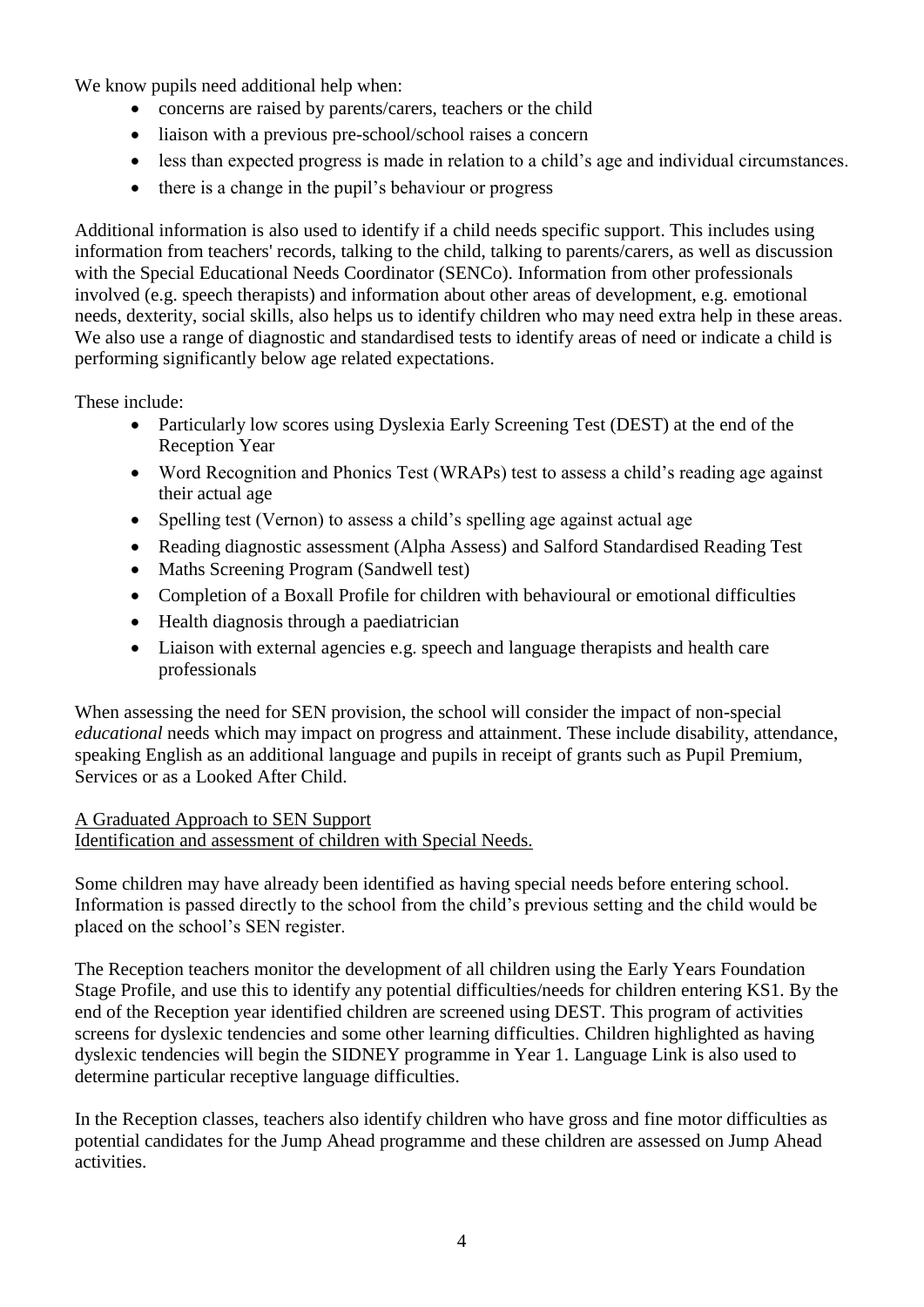We know pupils need additional help when:

- concerns are raised by parents/carers, teachers or the child
- liaison with a previous pre-school/school raises a concern
- less than expected progress is made in relation to a child's age and individual circumstances.
- there is a change in the pupil's behaviour or progress

Additional information is also used to identify if a child needs specific support. This includes using information from teachers' records, talking to the child, talking to parents/carers, as well as discussion with the Special Educational Needs Coordinator (SENCo). Information from other professionals involved (e.g. speech therapists) and information about other areas of development, e.g. emotional needs, dexterity, social skills, also helps us to identify children who may need extra help in these areas. We also use a range of diagnostic and standardised tests to identify areas of need or indicate a child is performing significantly below age related expectations.

These include:

- Particularly low scores using Dyslexia Early Screening Test (DEST) at the end of the Reception Year
- Word Recognition and Phonics Test (WRAPs) test to assess a child's reading age against their actual age
- Spelling test (Vernon) to assess a child's spelling age against actual age
- Reading diagnostic assessment (Alpha Assess) and Salford Standardised Reading Test
- Maths Screening Program (Sandwell test)
- Completion of a Boxall Profile for children with behavioural or emotional difficulties
- Health diagnosis through a paediatrician
- Liaison with external agencies e.g. speech and language therapists and health care professionals

When assessing the need for SEN provision, the school will consider the impact of non-special *educational* needs which may impact on progress and attainment. These include disability, attendance, speaking English as an additional language and pupils in receipt of grants such as Pupil Premium, Services or as a Looked After Child.

A Graduated Approach to SEN Support
Identification and assessment of children with Special Needs.

Some children may have already been identified as having special needs before entering school. Information is passed directly to the school from the child's previous setting and the child would be placed on the school's SEN register.

The Reception teachers monitor the development of all children using the Early Years Foundation Stage Profile, and use this to identify any potential difficulties/needs for children entering KS1. By the end of the Reception year identified children are screened using DEST. This program of activities screens for dyslexic tendencies and some other learning difficulties. Children highlighted as having dyslexic tendencies will begin the SIDNEY programme in Year 1. Language Link is also used to determine particular receptive language difficulties.

In the Reception classes, teachers also identify children who have gross and fine motor difficulties as potential candidates for the Jump Ahead programme and these children are assessed on Jump Ahead activities.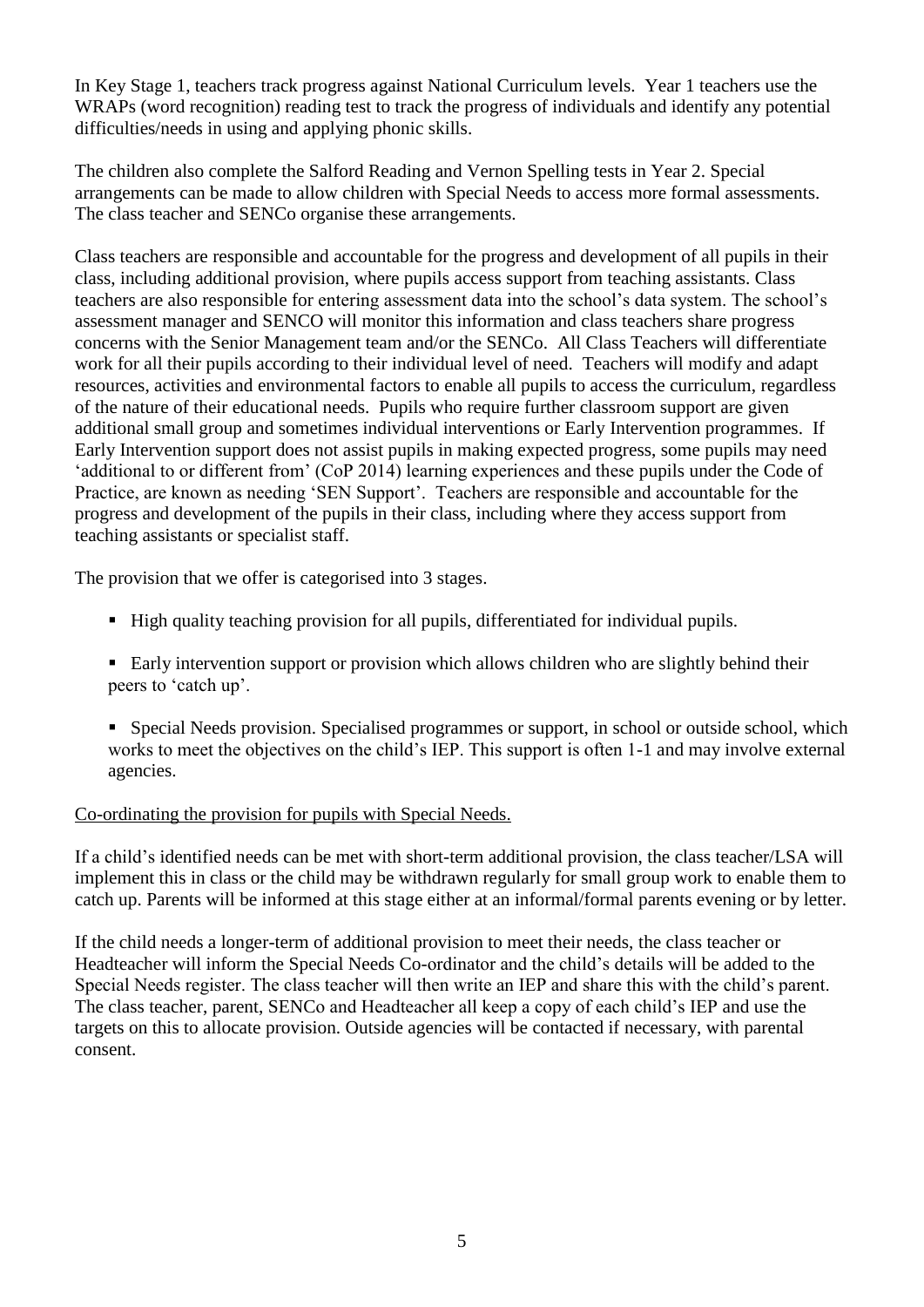In Key Stage 1, teachers track progress against National Curriculum levels. Year 1 teachers use the WRAPs (word recognition) reading test to track the progress of individuals and identify any potential difficulties/needs in using and applying phonic skills.

The children also complete the Salford Reading and Vernon Spelling tests in Year 2. Special arrangements can be made to allow children with Special Needs to access more formal assessments. The class teacher and SENCo organise these arrangements.

Class teachers are responsible and accountable for the progress and development of all pupils in their class, including additional provision, where pupils access support from teaching assistants. Class teachers are also responsible for entering assessment data into the school's data system. The school's assessment manager and SENCO will monitor this information and class teachers share progress concerns with the Senior Management team and/or the SENCo. All Class Teachers will differentiate work for all their pupils according to their individual level of need. Teachers will modify and adapt resources, activities and environmental factors to enable all pupils to access the curriculum, regardless of the nature of their educational needs. Pupils who require further classroom support are given additional small group and sometimes individual interventions or Early Intervention programmes. If Early Intervention support does not assist pupils in making expected progress, some pupils may need 'additional to or different from' (CoP 2014) learning experiences and these pupils under the Code of Practice, are known as needing 'SEN Support'. Teachers are responsible and accountable for the progress and development of the pupils in their class, including where they access support from teaching assistants or specialist staff.

The provision that we offer is categorised into 3 stages.

- High quality teaching provision for all pupils, differentiated for individual pupils.
- Early intervention support or provision which allows children who are slightly behind their peers to 'catch up'.
- Special Needs provision. Specialised programmes or support, in school or outside school, which works to meet the objectives on the child's IEP. This support is often 1-1 and may involve external agencies.

<u>Co-ordinating the provision for pupils with Special Needs.</u>

If a child's identified needs can be met with short-term additional provision, the class teacher/LSA will implement this in class or the child may be withdrawn regularly for small group work to enable them to catch up. Parents will be informed at this stage either at an informal/formal parents evening or by letter.

If the child needs a longer-term of additional provision to meet their needs, the class teacher or Headteacher will inform the Special Needs Co-ordinator and the child's details will be added to the Special Needs register. The class teacher will then write an IEP and share this with the child's parent. The class teacher, parent, SENCo and Headteacher all keep a copy of each child's IEP and use the targets on this to allocate provision. Outside agencies will be contacted if necessary, with parental consent.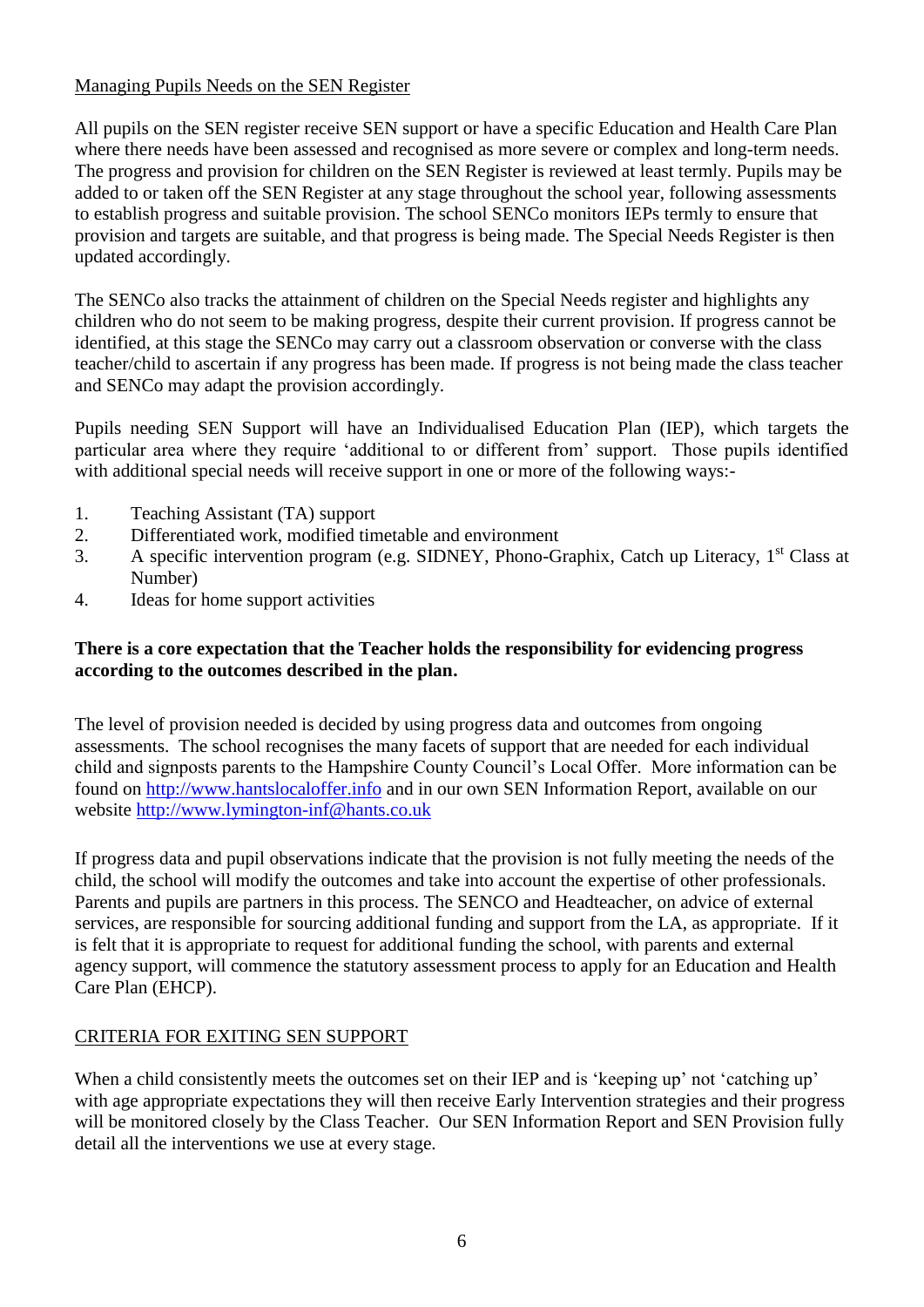Managing Pupils Needs on the SEN Register

All pupils on the SEN register receive SEN support or have a specific Education and Health Care Plan where there needs have been assessed and recognised as more severe or complex and long-term needs. The progress and provision for children on the SEN Register is reviewed at least termly. Pupils may be added to or taken off the SEN Register at any stage throughout the school year, following assessments to establish progress and suitable provision. The school SENCo monitors IEPs termly to ensure that provision and targets are suitable, and that progress is being made. The Special Needs Register is then updated accordingly.

The SENCo also tracks the attainment of children on the Special Needs register and highlights any children who do not seem to be making progress, despite their current provision. If progress cannot be identified, at this stage the SENCo may carry out a classroom observation or converse with the class teacher/child to ascertain if any progress has been made. If progress is not being made the class teacher and SENCo may adapt the provision accordingly.

Pupils needing SEN Support will have an Individualised Education Plan (IEP), which targets the particular area where they require 'additional to or different from' support. Those pupils identified with additional special needs will receive support in one or more of the following ways:-

1. Teaching Assistant (TA) support
2. Differentiated work, modified timetable and environment
3. A specific intervention program (e.g. SIDNEY, Phono-Graphix, Catch up Literacy, 1st Class at Number)
4. Ideas for home support activities

**There is a core expectation that the Teacher holds the responsibility for evidencing progress according to the outcomes described in the plan.**

The level of provision needed is decided by using progress data and outcomes from ongoing assessments. The school recognises the many facets of support that are needed for each individual child and signposts parents to the Hampshire County Council's Local Offer. More information can be found on http://www.hantslocaloffer.info and in our own SEN Information Report, available on our website http://www.lymington-inf@hants.co.uk

If progress data and pupil observations indicate that the provision is not fully meeting the needs of the child, the school will modify the outcomes and take into account the expertise of other professionals. Parents and pupils are partners in this process. The SENCO and Headteacher, on advice of external services, are responsible for sourcing additional funding and support from the LA, as appropriate. If it is felt that it is appropriate to request for additional funding the school, with parents and external agency support, will commence the statutory assessment process to apply for an Education and Health Care Plan (EHCP).

CRITERIA FOR EXITING SEN SUPPORT

When a child consistently meets the outcomes set on their IEP and is 'keeping up' not 'catching up' with age appropriate expectations they will then receive Early Intervention strategies and their progress will be monitored closely by the Class Teacher. Our SEN Information Report and SEN Provision fully detail all the interventions we use at every stage.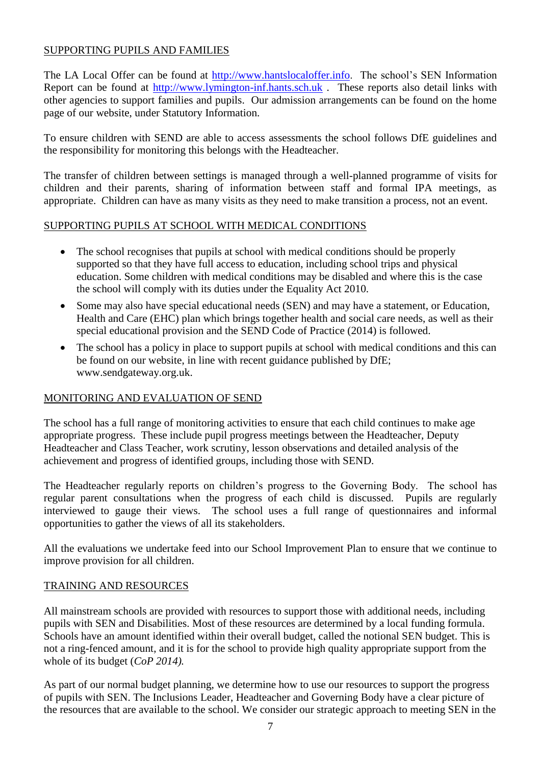## SUPPORTING PUPILS AND FAMILIES

The LA Local Offer can be found at http://www.hantslocaloffer.info. The school's SEN Information Report can be found at http://www.lymington-inf.hants.sch.uk . These reports also detail links with other agencies to support families and pupils. Our admission arrangements can be found on the home page of our website, under Statutory Information.

To ensure children with SEND are able to access assessments the school follows DfE guidelines and the responsibility for monitoring this belongs with the Headteacher.

The transfer of children between settings is managed through a well-planned programme of visits for children and their parents, sharing of information between staff and formal IPA meetings, as appropriate. Children can have as many visits as they need to make transition a process, not an event.

## SUPPORTING PUPILS AT SCHOOL WITH MEDICAL CONDITIONS

- The school recognises that pupils at school with medical conditions should be properly supported so that they have full access to education, including school trips and physical education. Some children with medical conditions may be disabled and where this is the case the school will comply with its duties under the Equality Act 2010.
- Some may also have special educational needs (SEN) and may have a statement, or Education, Health and Care (EHC) plan which brings together health and social care needs, as well as their special educational provision and the SEND Code of Practice (2014) is followed.
- The school has a policy in place to support pupils at school with medical conditions and this can be found on our website, in line with recent guidance published by DfE; www.sendgateway.org.uk.

## MONITORING AND EVALUATION OF SEND

The school has a full range of monitoring activities to ensure that each child continues to make age appropriate progress. These include pupil progress meetings between the Headteacher, Deputy Headteacher and Class Teacher, work scrutiny, lesson observations and detailed analysis of the achievement and progress of identified groups, including those with SEND.

The Headteacher regularly reports on children's progress to the Governing Body. The school has regular parent consultations when the progress of each child is discussed. Pupils are regularly interviewed to gauge their views. The school uses a full range of questionnaires and informal opportunities to gather the views of all its stakeholders.

All the evaluations we undertake feed into our School Improvement Plan to ensure that we continue to improve provision for all children.

## TRAINING AND RESOURCES

All mainstream schools are provided with resources to support those with additional needs, including pupils with SEN and Disabilities. Most of these resources are determined by a local funding formula. Schools have an amount identified within their overall budget, called the notional SEN budget. This is not a ring-fenced amount, and it is for the school to provide high quality appropriate support from the whole of its budget (*CoP 2014).*

As part of our normal budget planning, we determine how to use our resources to support the progress of pupils with SEN. The Inclusions Leader, Headteacher and Governing Body have a clear picture of the resources that are available to the school. We consider our strategic approach to meeting SEN in the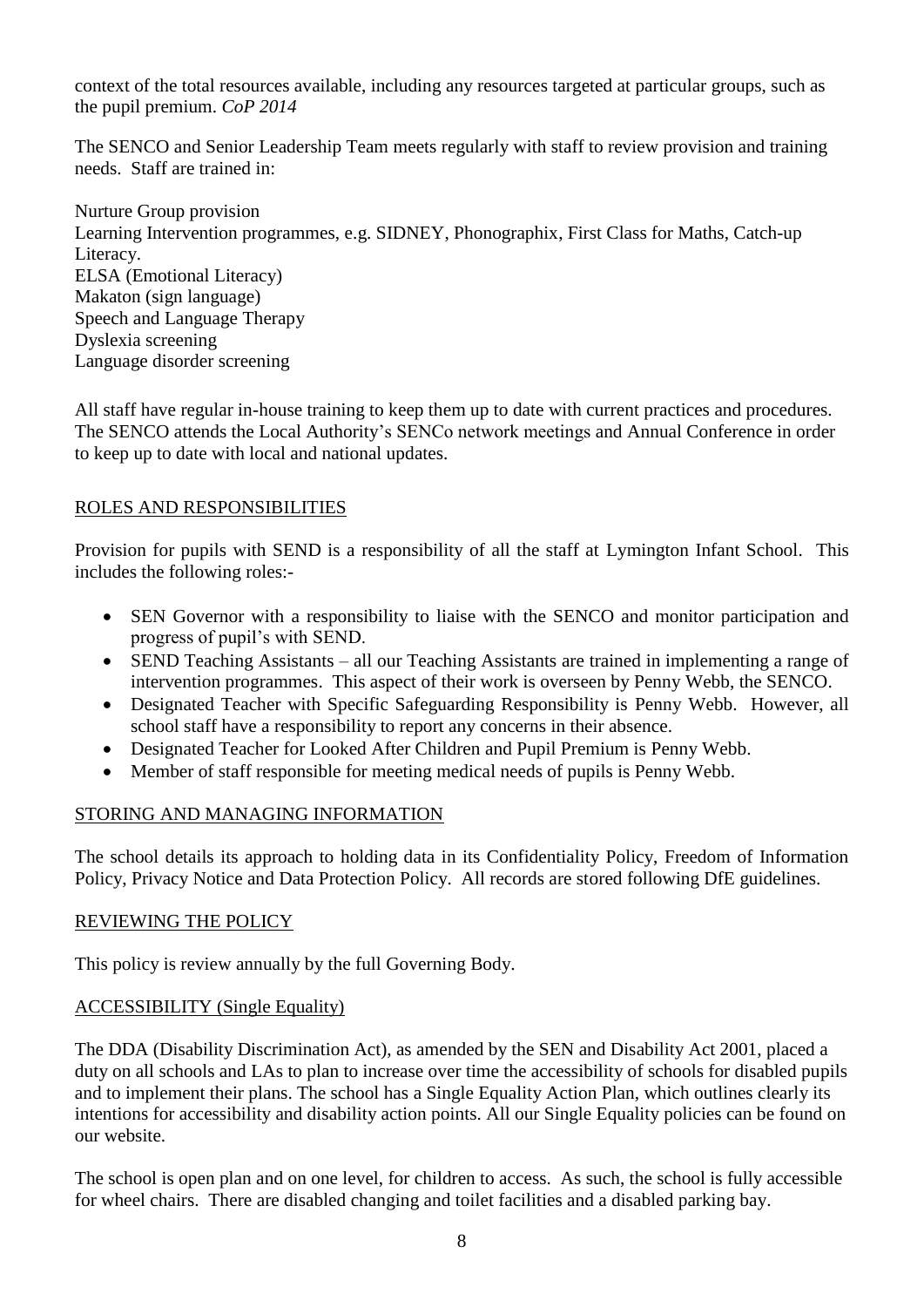context of the total resources available, including any resources targeted at particular groups, such as the pupil premium. *CoP 2014*

The SENCO and Senior Leadership Team meets regularly with staff to review provision and training needs. Staff are trained in:

Nurture Group provision
Learning Intervention programmes, e.g. SIDNEY, Phonographix, First Class for Maths, Catch-up Literacy.
ELSA (Emotional Literacy)
Makaton (sign language)
Speech and Language Therapy
Dyslexia screening
Language disorder screening

All staff have regular in-house training to keep them up to date with current practices and procedures. The SENCO attends the Local Authority's SENCo network meetings and Annual Conference in order to keep up to date with local and national updates.

## ROLES AND RESPONSIBILITIES

Provision for pupils with SEND is a responsibility of all the staff at Lymington Infant School. This includes the following roles:-

- SEN Governor with a responsibility to liaise with the SENCO and monitor participation and progress of pupil's with SEND.
- SEND Teaching Assistants – all our Teaching Assistants are trained in implementing a range of intervention programmes. This aspect of their work is overseen by Penny Webb, the SENCO.
- Designated Teacher with Specific Safeguarding Responsibility is Penny Webb. However, all school staff have a responsibility to report any concerns in their absence.
- Designated Teacher for Looked After Children and Pupil Premium is Penny Webb.
- Member of staff responsible for meeting medical needs of pupils is Penny Webb.

## STORING AND MANAGING INFORMATION

The school details its approach to holding data in its Confidentiality Policy, Freedom of Information Policy, Privacy Notice and Data Protection Policy. All records are stored following DfE guidelines.

## REVIEWING THE POLICY

This policy is review annually by the full Governing Body.

## ACCESSIBILITY (Single Equality)

The DDA (Disability Discrimination Act), as amended by the SEN and Disability Act 2001, placed a duty on all schools and LAs to plan to increase over time the accessibility of schools for disabled pupils and to implement their plans. The school has a Single Equality Action Plan, which outlines clearly its intentions for accessibility and disability action points. All our Single Equality policies can be found on our website.

The school is open plan and on one level, for children to access. As such, the school is fully accessible for wheel chairs. There are disabled changing and toilet facilities and a disabled parking bay.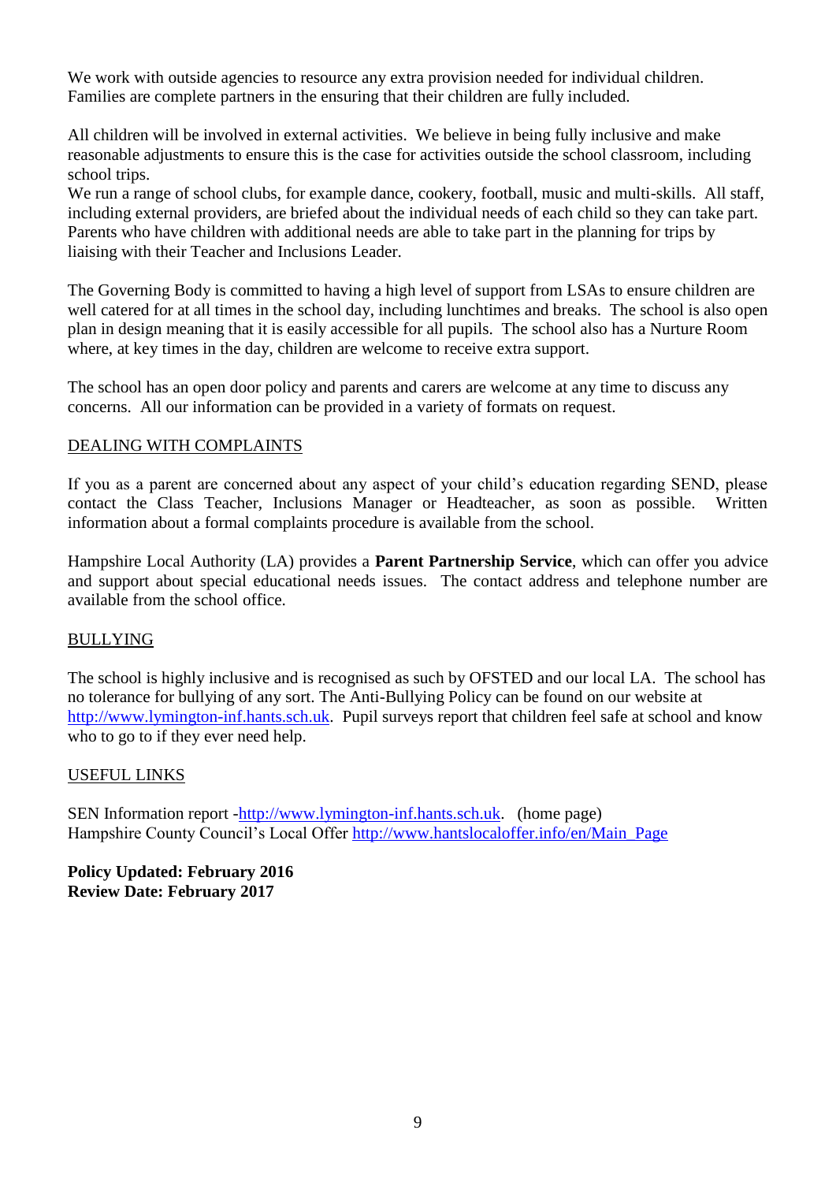We work with outside agencies to resource any extra provision needed for individual children. Families are complete partners in the ensuring that their children are fully included.

All children will be involved in external activities. We believe in being fully inclusive and make reasonable adjustments to ensure this is the case for activities outside the school classroom, including school trips.
We run a range of school clubs, for example dance, cookery, football, music and multi-skills. All staff, including external providers, are briefed about the individual needs of each child so they can take part. Parents who have children with additional needs are able to take part in the planning for trips by liaising with their Teacher and Inclusions Leader.

The Governing Body is committed to having a high level of support from LSAs to ensure children are well catered for at all times in the school day, including lunchtimes and breaks. The school is also open plan in design meaning that it is easily accessible for all pupils. The school also has a Nurture Room where, at key times in the day, children are welcome to receive extra support.

The school has an open door policy and parents and carers are welcome at any time to discuss any concerns. All our information can be provided in a variety of formats on request.

## DEALING WITH COMPLAINTS

If you as a parent are concerned about any aspect of your child's education regarding SEND, please contact the Class Teacher, Inclusions Manager or Headteacher, as soon as possible. Written information about a formal complaints procedure is available from the school.

Hampshire Local Authority (LA) provides a **Parent Partnership Service**, which can offer you advice and support about special educational needs issues. The contact address and telephone number are available from the school office.

## BULLYING

The school is highly inclusive and is recognised as such by OFSTED and our local LA. The school has no tolerance for bullying of any sort. The Anti-Bullying Policy can be found on our website at http://www.lymington-inf.hants.sch.uk. Pupil surveys report that children feel safe at school and know who to go to if they ever need help.

## USEFUL LINKS

SEN Information report -http://www.lymington-inf.hants.sch.uk. (home page)
Hampshire County Council's Local Offer http://www.hantslocaloffer.info/en/Main_Page

**Policy Updated: February 2016**
**Review Date: February 2017**